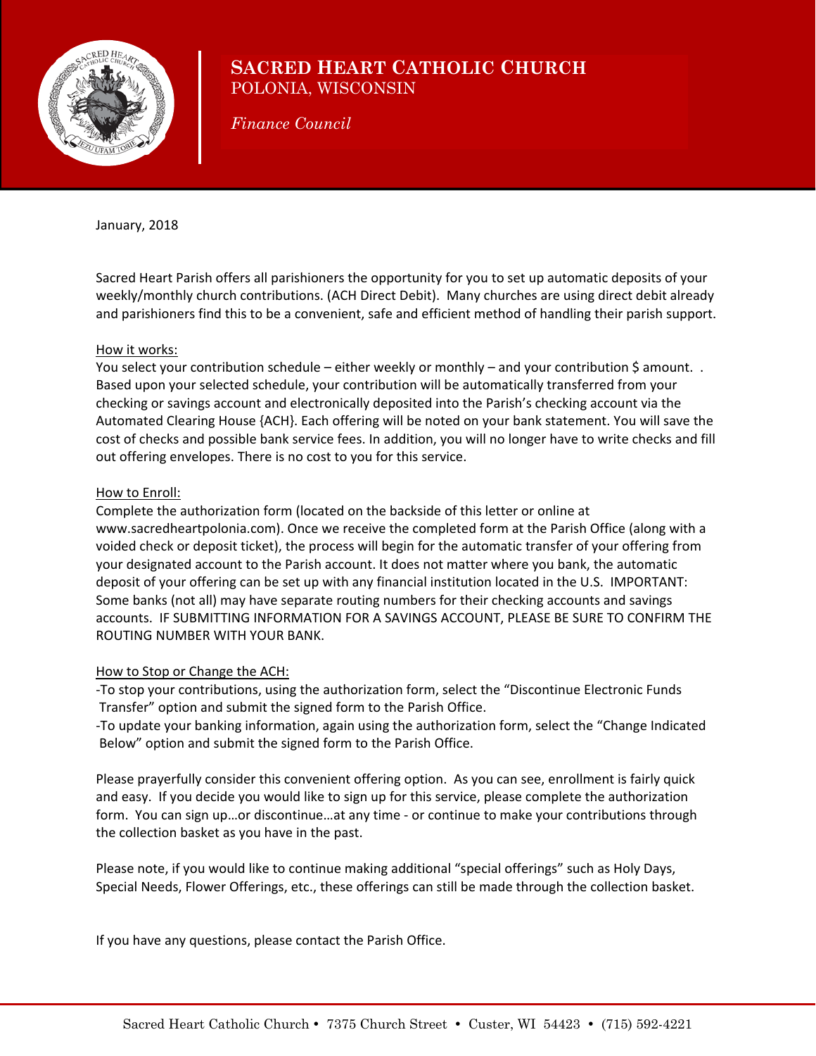# SACRED HEART CATHOLIC CHURCH
POLONIA, WISCONSIN

*Finance Council*

January, 2018

Sacred Heart Parish offers all parishioners the opportunity for you to set up automatic deposits of your weekly/monthly church contributions. (ACH Direct Debit). Many churches are using direct debit already and parishioners find this to be a convenient, safe and efficient method of handling their parish support.

How it works:
You select your contribution schedule – either weekly or monthly – and your contribution $ amount. . Based upon your selected schedule, your contribution will be automatically transferred from your checking or savings account and electronically deposited into the Parish's checking account via the Automated Clearing House {ACH}. Each offering will be noted on your bank statement. You will save the cost of checks and possible bank service fees. In addition, you will no longer have to write checks and fill out offering envelopes. There is no cost to you for this service.

How to Enroll:
Complete the authorization form (located on the backside of this letter or online at www.sacredheartpolonia.com). Once we receive the completed form at the Parish Office (along with a voided check or deposit ticket), the process will begin for the automatic transfer of your offering from your designated account to the Parish account. It does not matter where you bank, the automatic deposit of your offering can be set up with any financial institution located in the U.S. IMPORTANT: Some banks (not all) may have separate routing numbers for their checking accounts and savings accounts. IF SUBMITTING INFORMATION FOR A SAVINGS ACCOUNT, PLEASE BE SURE TO CONFIRM THE ROUTING NUMBER WITH YOUR BANK.

How to Stop or Change the ACH:
-To stop your contributions, using the authorization form, select the "Discontinue Electronic Funds Transfer" option and submit the signed form to the Parish Office.
-To update your banking information, again using the authorization form, select the "Change Indicated Below" option and submit the signed form to the Parish Office.

Please prayerfully consider this convenient offering option. As you can see, enrollment is fairly quick and easy. If you decide you would like to sign up for this service, please complete the authorization form. You can sign up…or discontinue…at any time - or continue to make your contributions through the collection basket as you have in the past.

Please note, if you would like to continue making additional "special offerings" such as Holy Days, Special Needs, Flower Offerings, etc., these offerings can still be made through the collection basket.

If you have any questions, please contact the Parish Office.

Sacred Heart Catholic Church • 7375 Church Street • Custer, WI 54423 • (715) 592-4221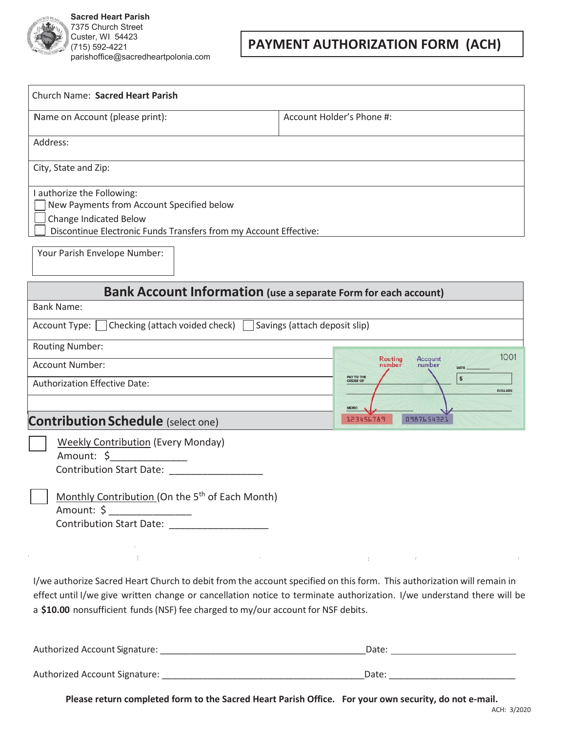Sacred Heart Parish
7375 Church Street
Custer, WI 54423
(715) 592-4221
parishoffice@sacredheartpolonia.com

# PAYMENT AUTHORIZATION FORM (ACH)

| | |
|---|---|
| Church Name: **Sacred Heart Parish** | |
| Name on Account (please print): | Account Holder's Phone #: |
| Address: | |
| City, State and Zip: | |

I authorize the Following:

- ☐ New Payments from Account Specified below
- ☐ Change Indicated Below
- ☐ Discontinue Electronic Funds Transfers from my Account Effective:

Your Parish Envelope Number:

## Bank Account Information (use a separate Form for each account)

Bank Name:

Account Type: ☐ Checking (attach voided check) ☐ Savings (attach deposit slip)

Routing Number:

Account Number:

Authorization Effective Date:

Routing number
Account number
1001
DATE
PAY TO THE ORDER OF
$
DOLLARS
MEMO
123456789
0987654321

## Contribution Schedule (select one)

☐ Weekly Contribution (Every Monday)
Amount: $______________
Contribution Start Date: _________________

☐ Monthly Contribution (On the 5th of Each Month)
Amount: $ _______________
Contribution Start Date: __________________

I/we authorize Sacred Heart Church to debit from the account specified on this form. This authorization will remain in effect until I/we give written change or cancellation notice to terminate authorization. I/we understand there will be a **$10.00** nonsufficient funds (NSF) fee charged to my/our account for NSF debits.

Authorized Account Signature: ________________________________________Date: _________________________

Authorized Account Signature: ________________________________________Date: _________________________

**Please return completed form to the Sacred Heart Parish Office. For your own security, do not e-mail.**

ACH: 3/2020